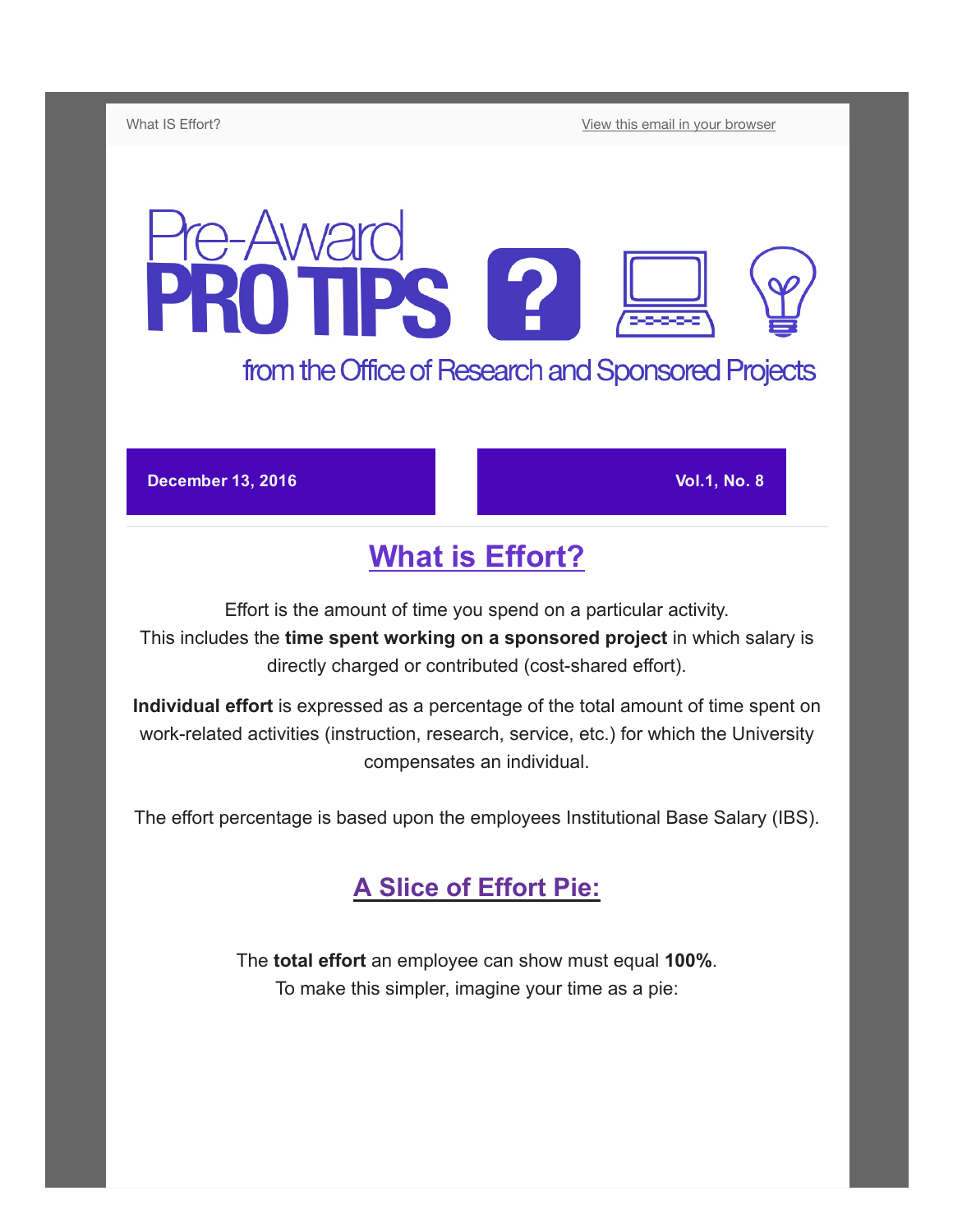What IS Effort? View this email in your browser

# Pre-Award PRO TIPS

from the Office of Research and Sponsored Projects

**December 13, 2016** | **Vol.1, No. 8**

## What is Effort?

Effort is the amount of time you spend on a particular activity.
This includes the **time spent working on a sponsored project** in which salary is directly charged or contributed (cost-shared effort).

**Individual effort** is expressed as a percentage of the total amount of time spent on work-related activities (instruction, research, service, etc.) for which the University compensates an individual.

The effort percentage is based upon the employees Institutional Base Salary (IBS).

## A Slice of Effort Pie:

The **total effort** an employee can show must equal **100%**.
To make this simpler, imagine your time as a pie: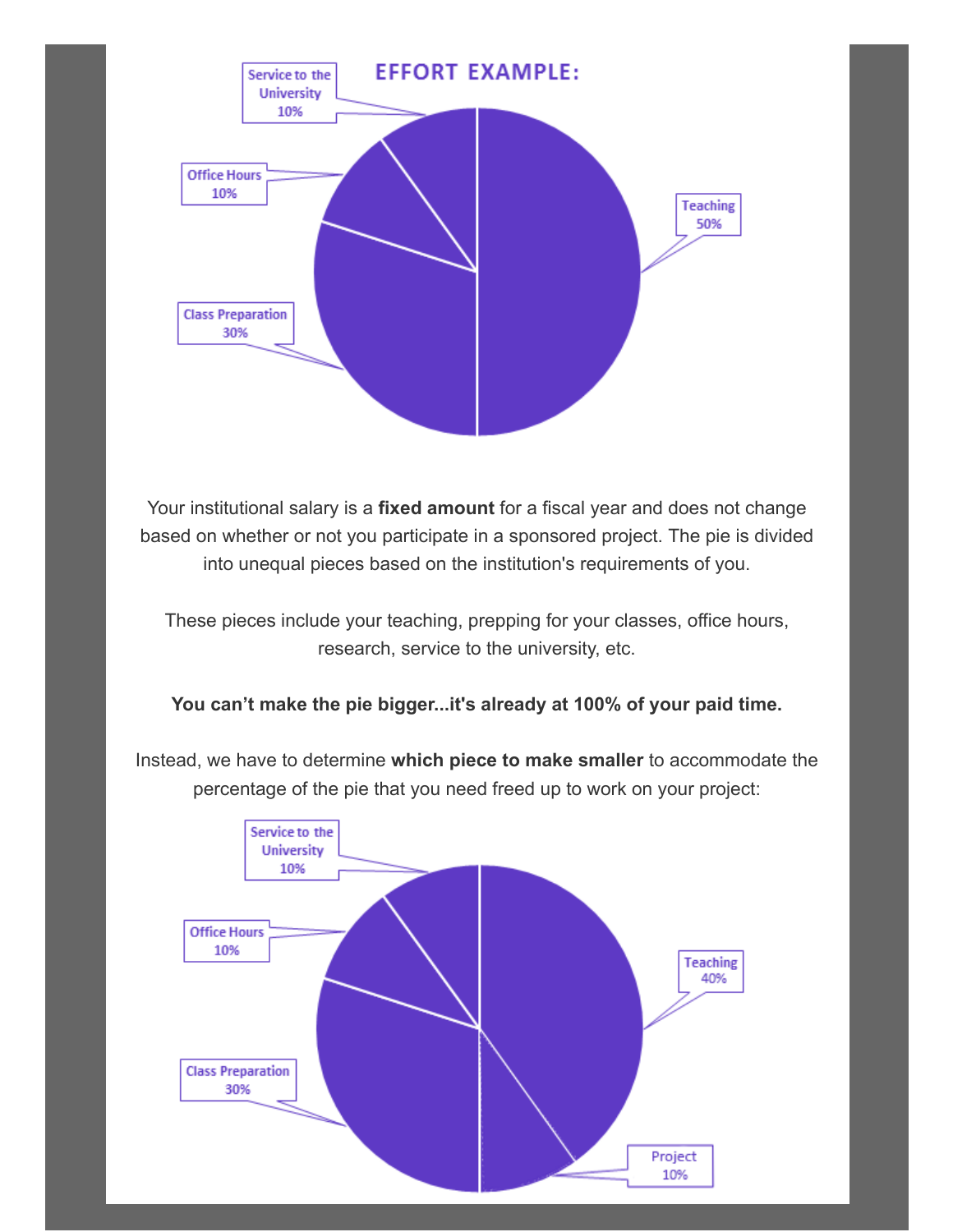EFFORT EXAMPLE:

Service to the University 10%

Office Hours 10%

Teaching 50%

Class Preparation 30%

Your institutional salary is a **fixed amount** for a fiscal year and does not change based on whether or not you participate in a sponsored project. The pie is divided into unequal pieces based on the institution's requirements of you.

These pieces include your teaching, prepping for your classes, office hours, research, service to the university, etc.

**You can't make the pie bigger...it's already at 100% of your paid time.**

Instead, we have to determine **which piece to make smaller** to accommodate the percentage of the pie that you need freed up to work on your project:

Service to the University 10%

Office Hours 10%

Teaching 40%

Class Preparation 30%

Project 10%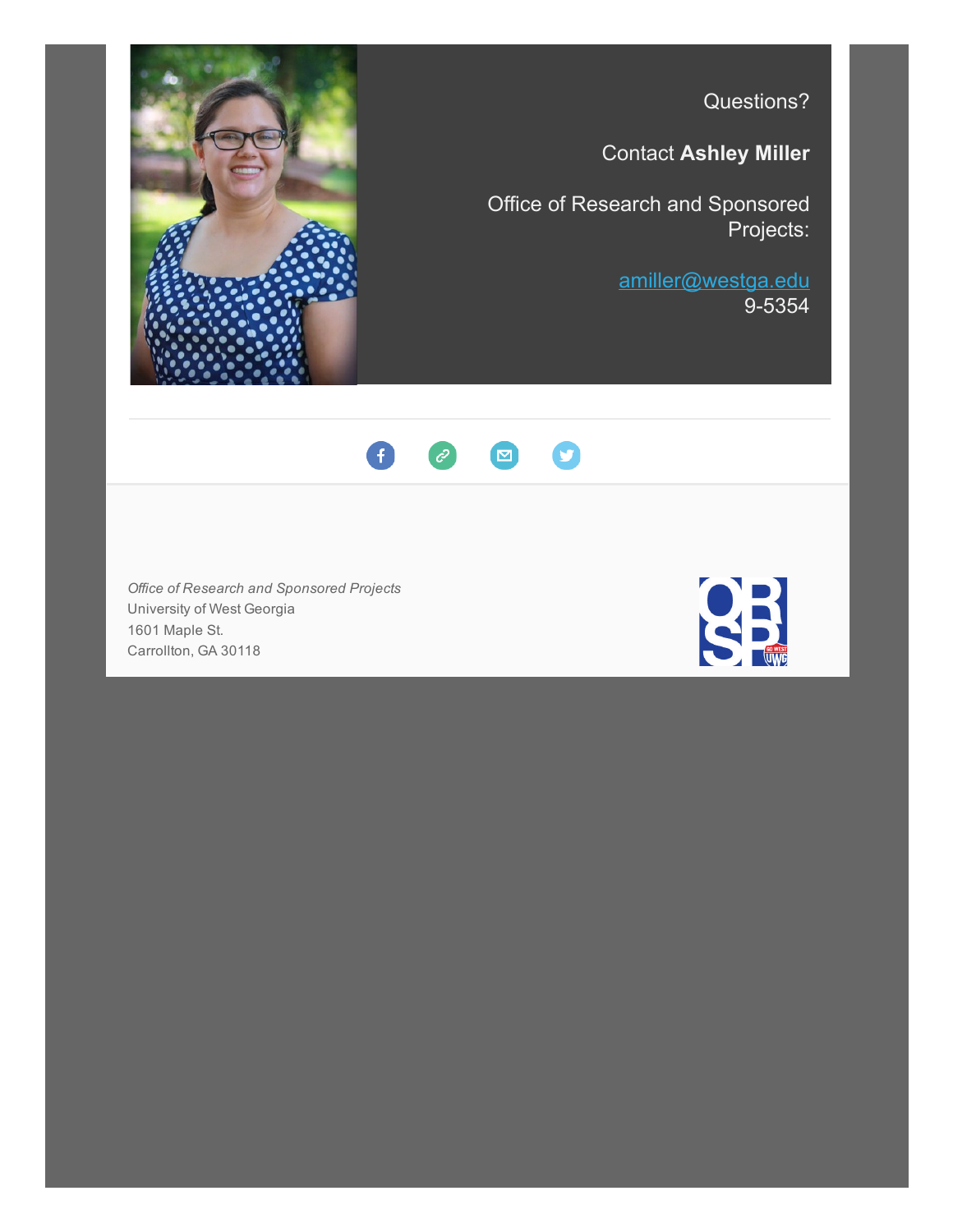Questions?

Contact **Ashley Miller**

Office of Research and Sponsored Projects:

amiller@westga.edu
9-5354

*Office of Research and Sponsored Projects*
University of West Georgia
1601 Maple St.
Carrollton, GA 30118